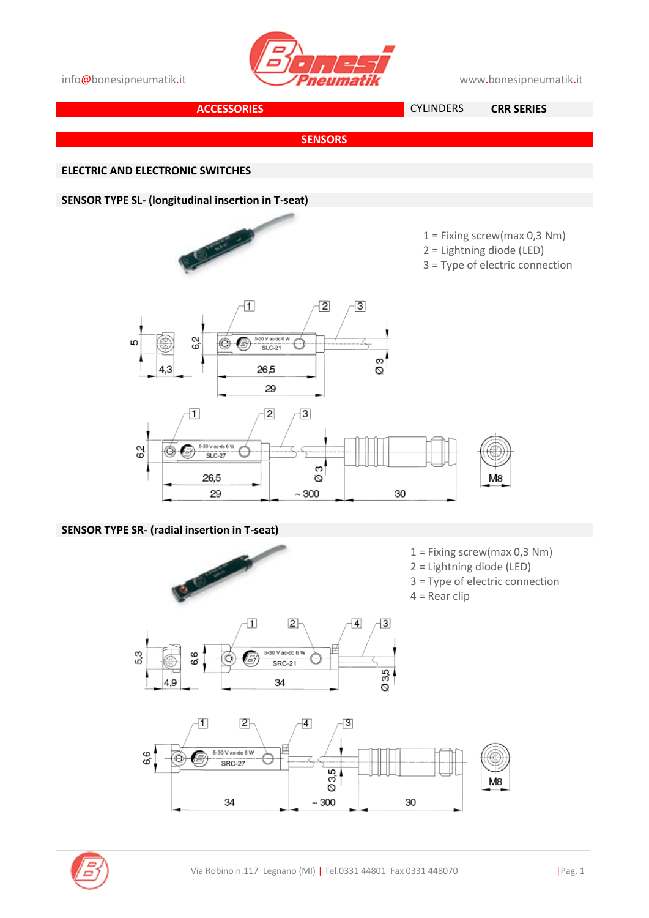info@bonesipneumatik.it

www.bonesipneumatik.it

**ACCESSORIES** | CYLINDERS | **CRR SERIES**

## SENSORS

### ELECTRIC AND ELECTRONIC SWITCHES

### SENSOR TYPE SL- (longitudinal insertion in T-seat)

1 = Fixing screw(max 0,3 Nm)
2 = Lightning diode (LED)
3 = Type of electric connection

### SENSOR TYPE SR- (radial insertion in T-seat)

1 = Fixing screw(max 0,3 Nm)
2 = Lightning diode (LED)
3 = Type of electric connection
4 = Rear clip

Via Robino n.117 Legnano (MI) | Tel.0331 44801 Fax 0331 448070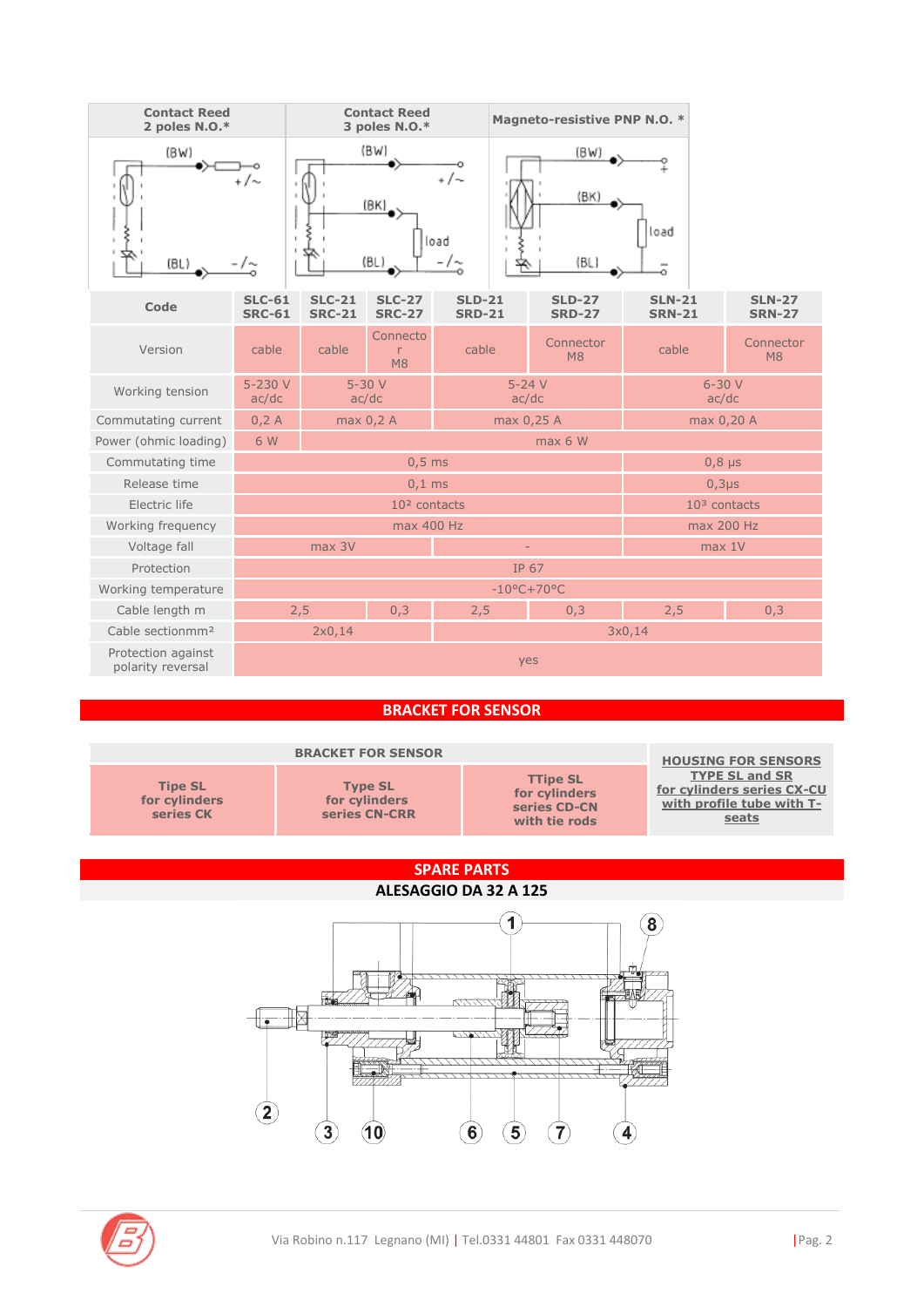| Contact Reed 2 poles N.O.* | Contact Reed 3 poles N.O.* | | Magneto-resistive PNP N.O. * | | | |
|---|---|---|---|---|---|---|
| **Code** | **SLC-61 SRC-61** | **SLC-21 SRC-21** | **SLC-27 SRC-27** | **SLD-21 SRD-21** | **SLD-27 SRD-27** | **SLN-21 SRN-21** | **SLN-27 SRN-27** |

| Code | SLC-61 SRC-61 | SLC-21 SRC-21 | SLC-27 SRC-27 | SLD-21 SRD-21 | SLD-27 SRD-27 | SLN-21 SRN-21 | SLN-27 SRN-27 |
|---|---|---|---|---|---|---|---|
| Version | cable | cable | Connector M8 | cable | Connector M8 | cable | Connector M8 |
| Working tension | 5-230 V ac/dc | 5-30 V ac/dc | | 5-24 V ac/dc | | 6-30 V ac/dc | |
| Commutating current | 0,2 A | max 0,2 A | | max 0,25 A | | max 0,20 A | |
| Power (ohmic loading) | 6 W | max 6 W | | | | | |
| Commutating time | 0,5 ms | | | | | 0,8 μs | |
| Release time | 0,1 ms | | | | | 0,3μs | |
| Electric life | $10^2$ contacts | | | | | $10^3$ contacts | |
| Working frequency | max 400 Hz | | | | | max 200 Hz | |
| Voltage fall | max 3V | | | - | | max 1V | |
| Protection | IP 67 | | | | | | |
| Working temperature | -10°C+70°C | | | | | | |
| Cable length m | 2,5 | | 0,3 | 2,5 | 0,3 | 2,5 | 0,3 |
| Cable sectionmm² | 2x0,14 | | | 3x0,14 | | | |
| Protection against polarity reversal | yes | | | | | | |

## BRACKET FOR SENSOR

| BRACKET FOR SENSOR | | | HOUSING FOR SENSORS TYPE SL and SR for cylinders series CX-CU with profile tube with T-seats |
|---|---|---|---|
| **Tipe SL for cylinders series CK** | **Type SL for cylinders series CN-CRR** | **TTipe SL for cylinders series CD-CN with tie rods** | |

## SPARE PARTS

### ALESAGGIO DA 32 A 125

1 8 2 3 10 6 5 7 4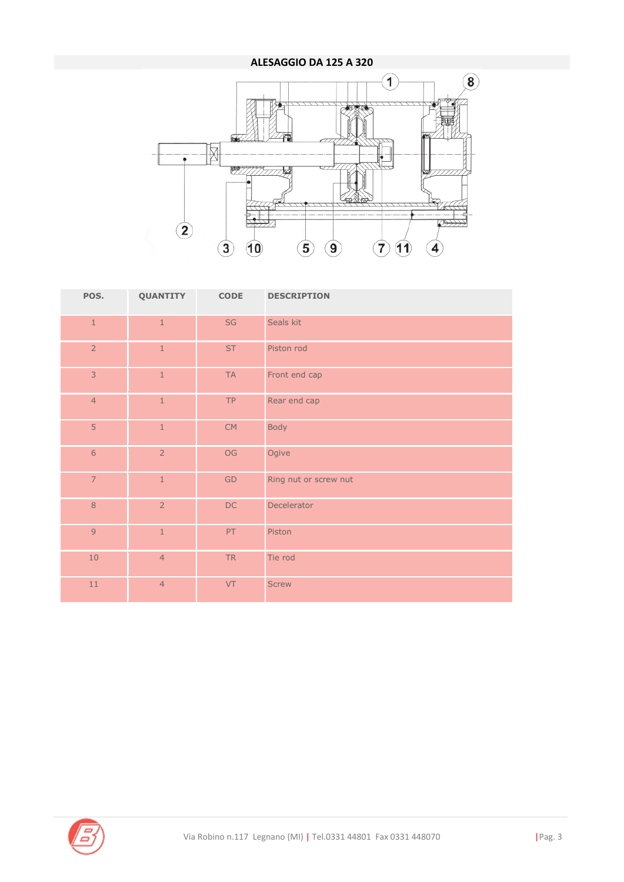## ALESAGGIO DA 125 A 320

1 8

2 3 10 5 9 7 11 4

| POS. | QUANTITY | CODE | DESCRIPTION |
|---|---|---|---|
| 1 | 1 | SG | Seals kit |
| 2 | 1 | ST | Piston rod |
| 3 | 1 | TA | Front end cap |
| 4 | 1 | TP | Rear end cap |
| 5 | 1 | CM | Body |
| 6 | 2 | OG | Ogive |
| 7 | 1 | GD | Ring nut or screw nut |
| 8 | 2 | DC | Decelerator |
| 9 | 1 | PT | Piston |
| 10 | 4 | TR | Tie rod |
| 11 | 4 | VT | Screw |

Via Robino n.117 Legnano (MI) | Tel.0331 44801 Fax 0331 448070